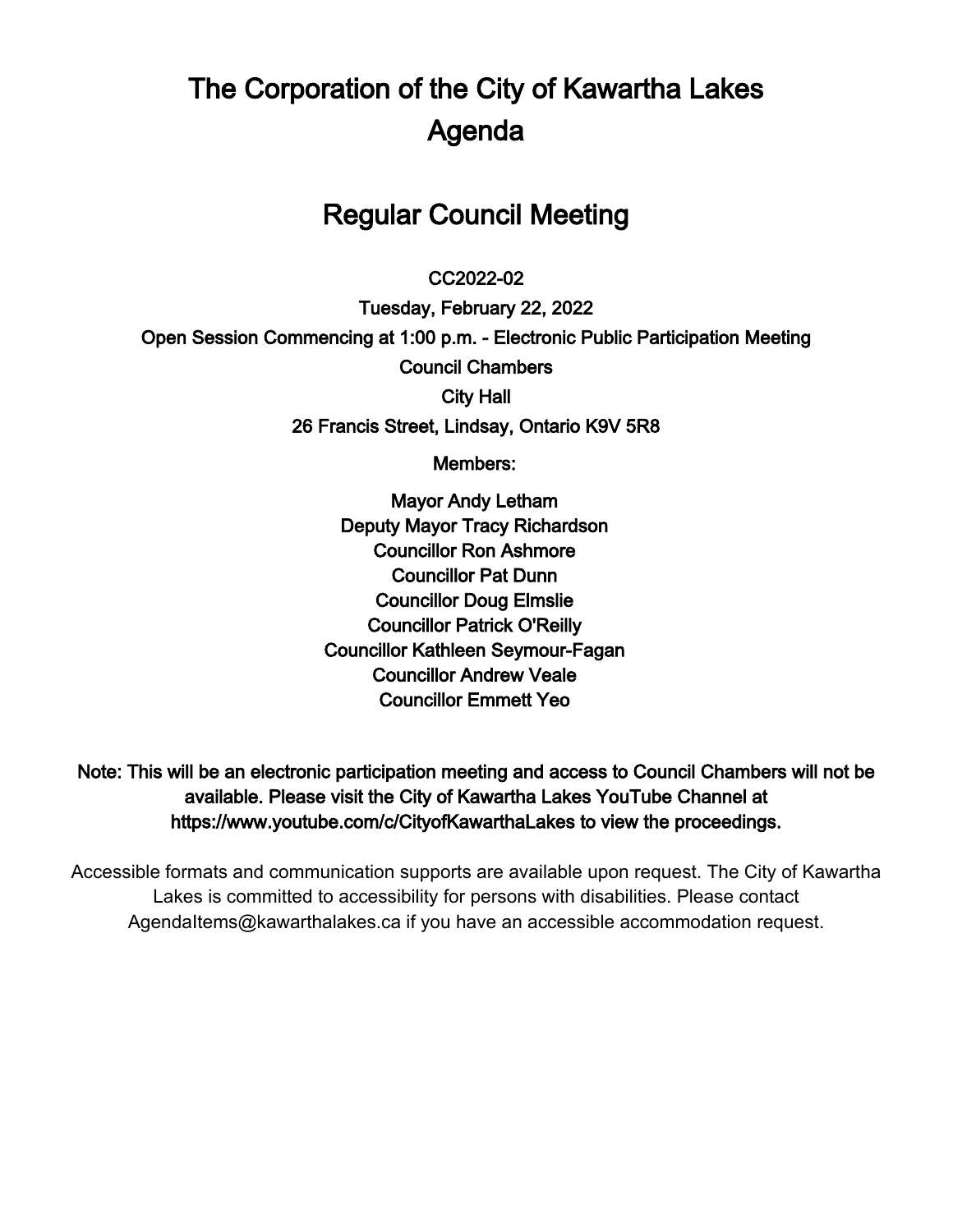# The Corporation of the City of Kawartha Lakes Agenda

## Regular Council Meeting

CC2022-02

Tuesday, February 22, 2022

Open Session Commencing at 1:00 p.m. - Electronic Public Participation Meeting

Council Chambers

City Hall

26 Francis Street, Lindsay, Ontario K9V 5R8

Members:

Mayor Andy Letham
Deputy Mayor Tracy Richardson
Councillor Ron Ashmore
Councillor Pat Dunn
Councillor Doug Elmslie
Councillor Patrick O'Reilly
Councillor Kathleen Seymour-Fagan
Councillor Andrew Veale
Councillor Emmett Yeo

**Note: This will be an electronic participation meeting and access to Council Chambers will not be available. Please visit the City of Kawartha Lakes YouTube Channel at https://www.youtube.com/c/CityofKawarthaLakes to view the proceedings.**

Accessible formats and communication supports are available upon request. The City of Kawartha Lakes is committed to accessibility for persons with disabilities. Please contact AgendaItems@kawarthalakes.ca if you have an accessible accommodation request.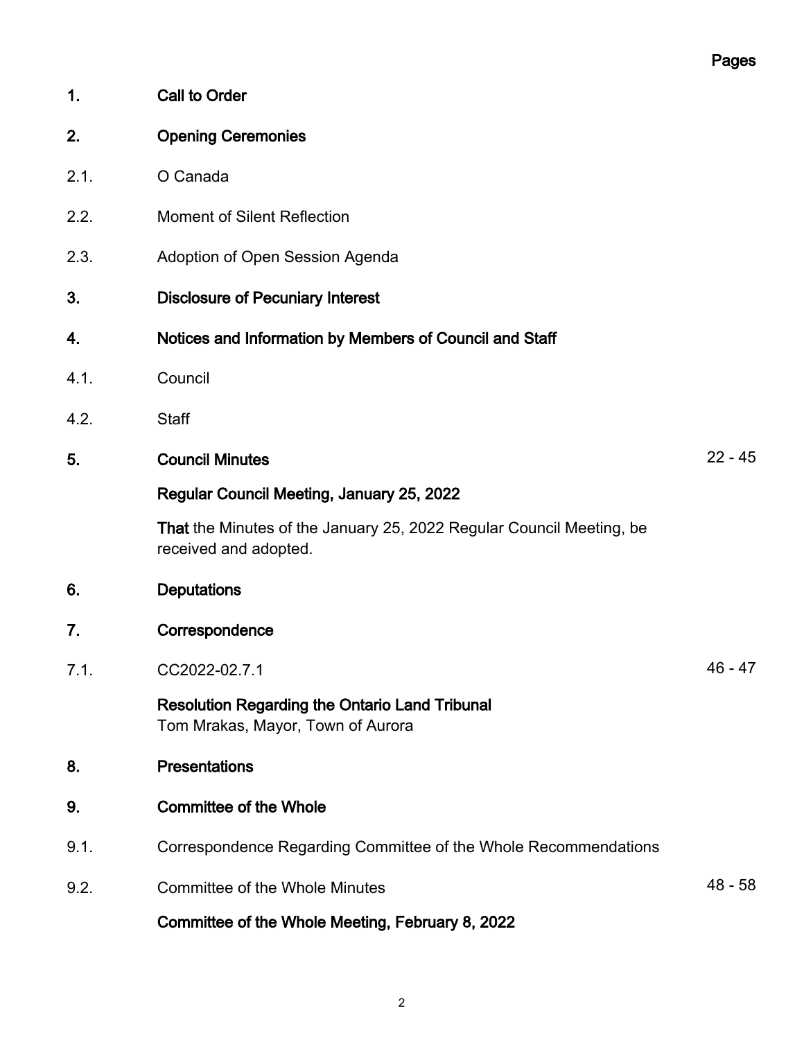| | | Pages |
|---|---|---|
| **1.** | **Call to Order** | |
| **2.** | **Opening Ceremonies** | |
| 2.1. | O Canada | |
| 2.2. | Moment of Silent Reflection | |
| 2.3. | Adoption of Open Session Agenda | |
| **3.** | **Disclosure of Pecuniary Interest** | |
| **4.** | **Notices and Information by Members of Council and Staff** | |
| 4.1. | Council | |
| 4.2. | Staff | |
| **5.** | **Council Minutes** | 22 - 45 |
| | **Regular Council Meeting, January 25, 2022** | |
| | **That** the Minutes of the January 25, 2022 Regular Council Meeting, be received and adopted. | |
| **6.** | **Deputations** | |
| **7.** | **Correspondence** | |
| 7.1. | CC2022-02.7.1 | 46 - 47 |
| | **Resolution Regarding the Ontario Land Tribunal** Tom Mrakas, Mayor, Town of Aurora | |
| **8.** | **Presentations** | |
| **9.** | **Committee of the Whole** | |
| 9.1. | Correspondence Regarding Committee of the Whole Recommendations | |
| 9.2. | Committee of the Whole Minutes | 48 - 58 |
| | **Committee of the Whole Meeting, February 8, 2022** | |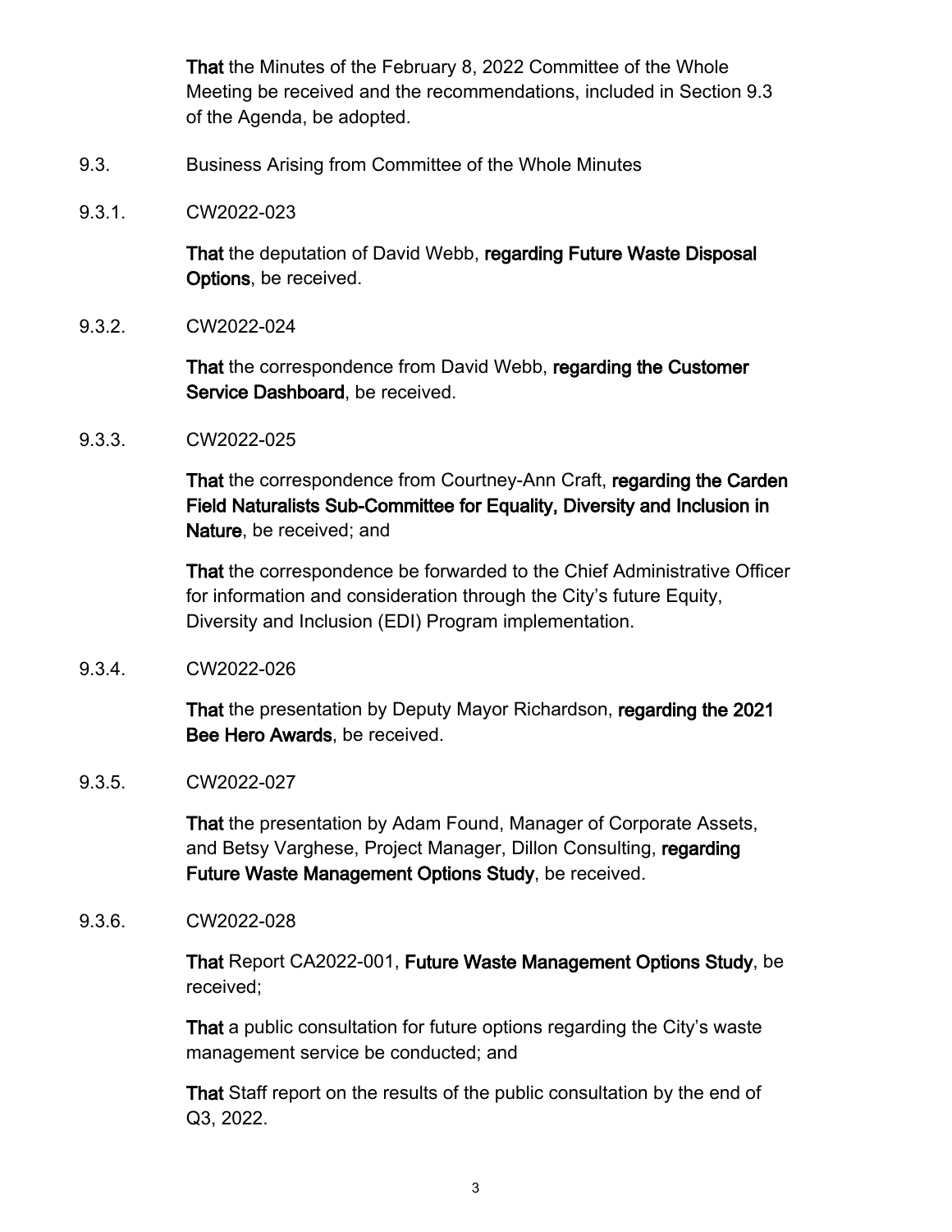**That** the Minutes of the February 8, 2022 Committee of the Whole Meeting be received and the recommendations, included in Section 9.3 of the Agenda, be adopted.

9.3. Business Arising from Committee of the Whole Minutes

9.3.1. CW2022-023

**That** the deputation of David Webb, **regarding Future Waste Disposal Options**, be received.

9.3.2. CW2022-024

**That** the correspondence from David Webb, **regarding the Customer Service Dashboard**, be received.

9.3.3. CW2022-025

**That** the correspondence from Courtney-Ann Craft, **regarding the Carden Field Naturalists Sub-Committee for Equality, Diversity and Inclusion in Nature**, be received; and

**That** the correspondence be forwarded to the Chief Administrative Officer for information and consideration through the City's future Equity, Diversity and Inclusion (EDI) Program implementation.

9.3.4. CW2022-026

**That** the presentation by Deputy Mayor Richardson, **regarding the 2021 Bee Hero Awards**, be received.

9.3.5. CW2022-027

**That** the presentation by Adam Found, Manager of Corporate Assets, and Betsy Varghese, Project Manager, Dillon Consulting, **regarding Future Waste Management Options Study**, be received.

9.3.6. CW2022-028

**That** Report CA2022-001, **Future Waste Management Options Study**, be received;

**That** a public consultation for future options regarding the City's waste management service be conducted; and

**That** Staff report on the results of the public consultation by the end of Q3, 2022.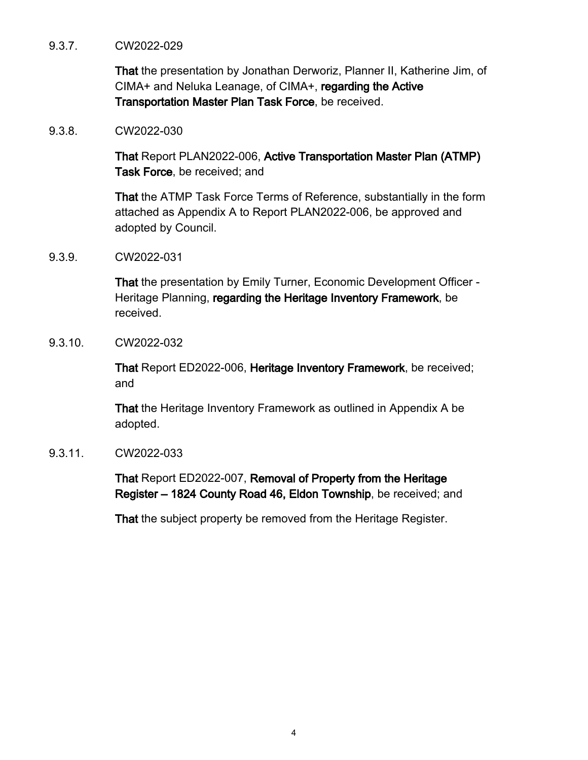9.3.7. CW2022-029

**That** the presentation by Jonathan Derworiz, Planner II, Katherine Jim, of CIMA+ and Neluka Leanage, of CIMA+, **regarding the Active Transportation Master Plan Task Force**, be received.

9.3.8. CW2022-030

**That** Report PLAN2022-006, **Active Transportation Master Plan (ATMP) Task Force**, be received; and

**That** the ATMP Task Force Terms of Reference, substantially in the form attached as Appendix A to Report PLAN2022-006, be approved and adopted by Council.

9.3.9. CW2022-031

**That** the presentation by Emily Turner, Economic Development Officer - Heritage Planning, **regarding the Heritage Inventory Framework**, be received.

9.3.10. CW2022-032

**That** Report ED2022-006, **Heritage Inventory Framework**, be received; and

**That** the Heritage Inventory Framework as outlined in Appendix A be adopted.

9.3.11. CW2022-033

**That** Report ED2022-007, **Removal of Property from the Heritage Register – 1824 County Road 46, Eldon Township**, be received; and

**That** the subject property be removed from the Heritage Register.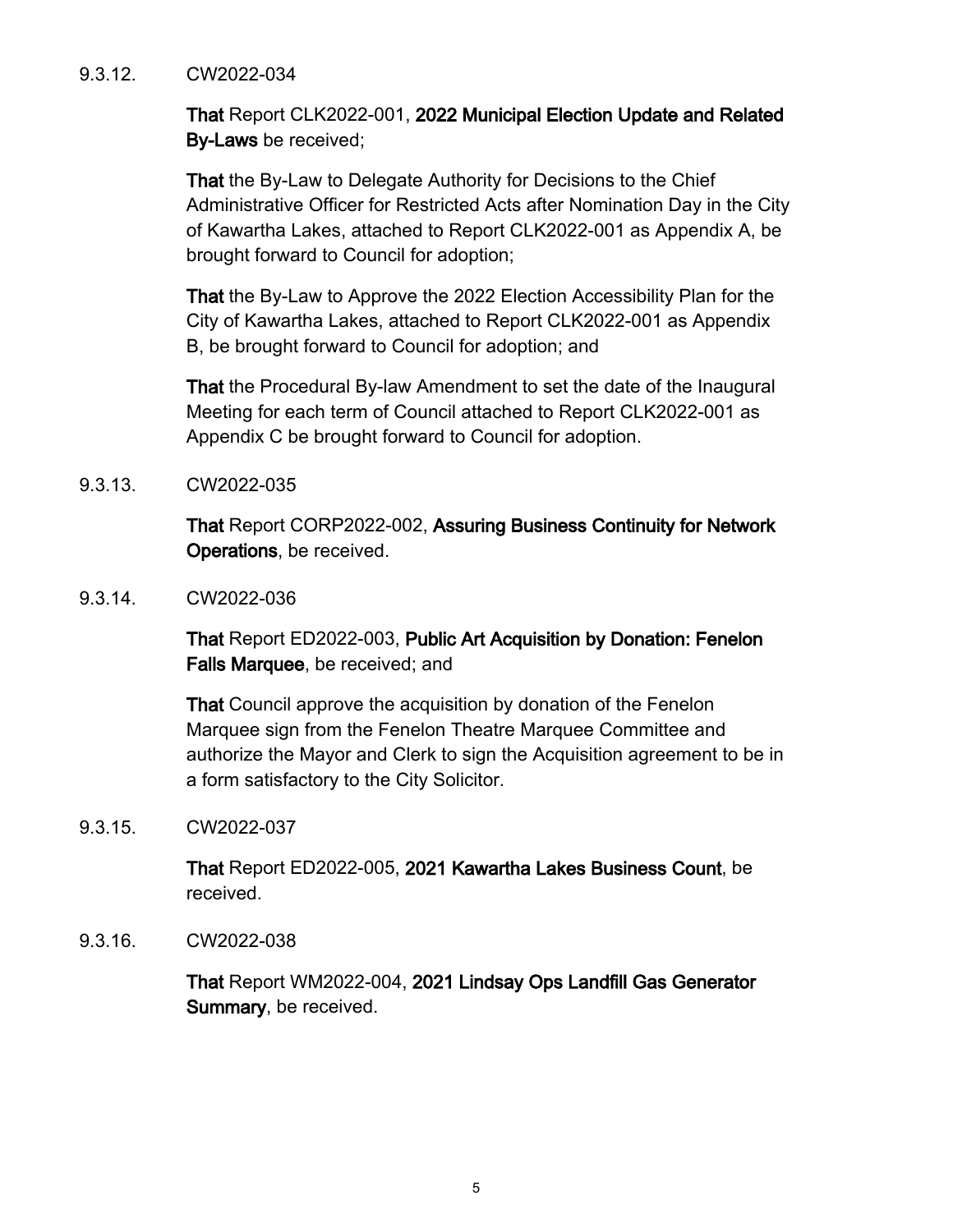9.3.12. CW2022-034

**That** Report CLK2022-001, **2022 Municipal Election Update and Related By-Laws** be received;

**That** the By-Law to Delegate Authority for Decisions to the Chief Administrative Officer for Restricted Acts after Nomination Day in the City of Kawartha Lakes, attached to Report CLK2022-001 as Appendix A, be brought forward to Council for adoption;

**That** the By-Law to Approve the 2022 Election Accessibility Plan for the City of Kawartha Lakes, attached to Report CLK2022-001 as Appendix B, be brought forward to Council for adoption; and

**That** the Procedural By-law Amendment to set the date of the Inaugural Meeting for each term of Council attached to Report CLK2022-001 as Appendix C be brought forward to Council for adoption.

9.3.13. CW2022-035

**That** Report CORP2022-002, **Assuring Business Continuity for Network Operations**, be received.

9.3.14. CW2022-036

**That** Report ED2022-003, **Public Art Acquisition by Donation: Fenelon Falls Marquee**, be received; and

**That** Council approve the acquisition by donation of the Fenelon Marquee sign from the Fenelon Theatre Marquee Committee and authorize the Mayor and Clerk to sign the Acquisition agreement to be in a form satisfactory to the City Solicitor.

9.3.15. CW2022-037

**That** Report ED2022-005, **2021 Kawartha Lakes Business Count**, be received.

9.3.16. CW2022-038

**That** Report WM2022-004, **2021 Lindsay Ops Landfill Gas Generator Summary**, be received.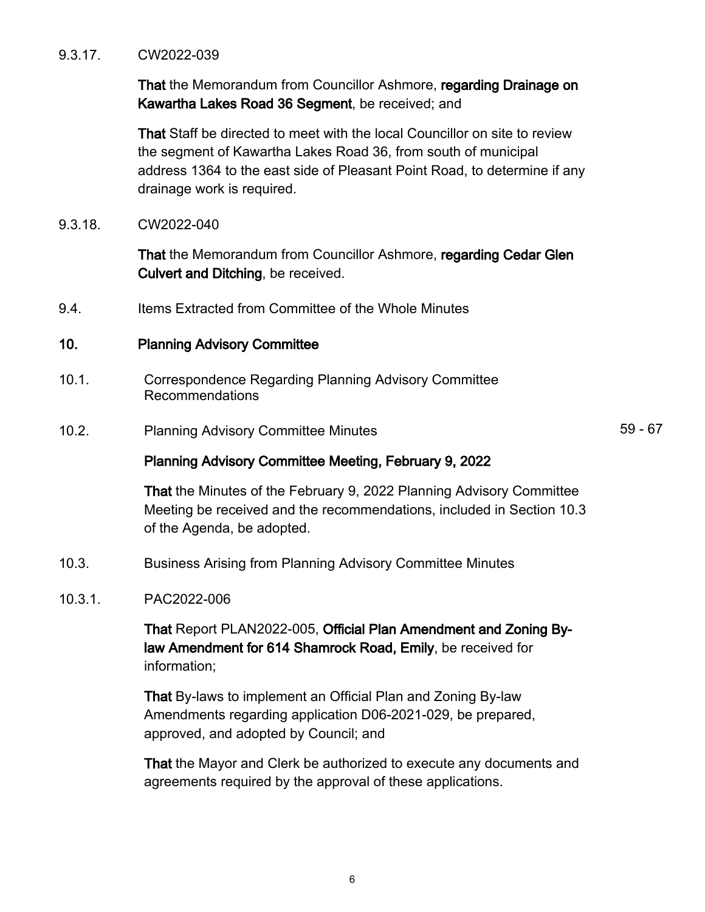9.3.17. CW2022-039

**That** the Memorandum from Councillor Ashmore, **regarding Drainage on Kawartha Lakes Road 36 Segment**, be received; and

**That** Staff be directed to meet with the local Councillor on site to review the segment of Kawartha Lakes Road 36, from south of municipal address 1364 to the east side of Pleasant Point Road, to determine if any drainage work is required.

9.3.18. CW2022-040

**That** the Memorandum from Councillor Ashmore, **regarding Cedar Glen Culvert and Ditching**, be received.

9.4. Items Extracted from Committee of the Whole Minutes

## 10. Planning Advisory Committee

10.1. Correspondence Regarding Planning Advisory Committee Recommendations

10.2. Planning Advisory Committee Minutes 59 - 67

**Planning Advisory Committee Meeting, February 9, 2022**

**That** the Minutes of the February 9, 2022 Planning Advisory Committee Meeting be received and the recommendations, included in Section 10.3 of the Agenda, be adopted.

10.3. Business Arising from Planning Advisory Committee Minutes

10.3.1. PAC2022-006

**That** Report PLAN2022-005, **Official Plan Amendment and Zoning By-law Amendment for 614 Shamrock Road, Emily**, be received for information;

**That** By-laws to implement an Official Plan and Zoning By-law Amendments regarding application D06-2021-029, be prepared, approved, and adopted by Council; and

**That** the Mayor and Clerk be authorized to execute any documents and agreements required by the approval of these applications.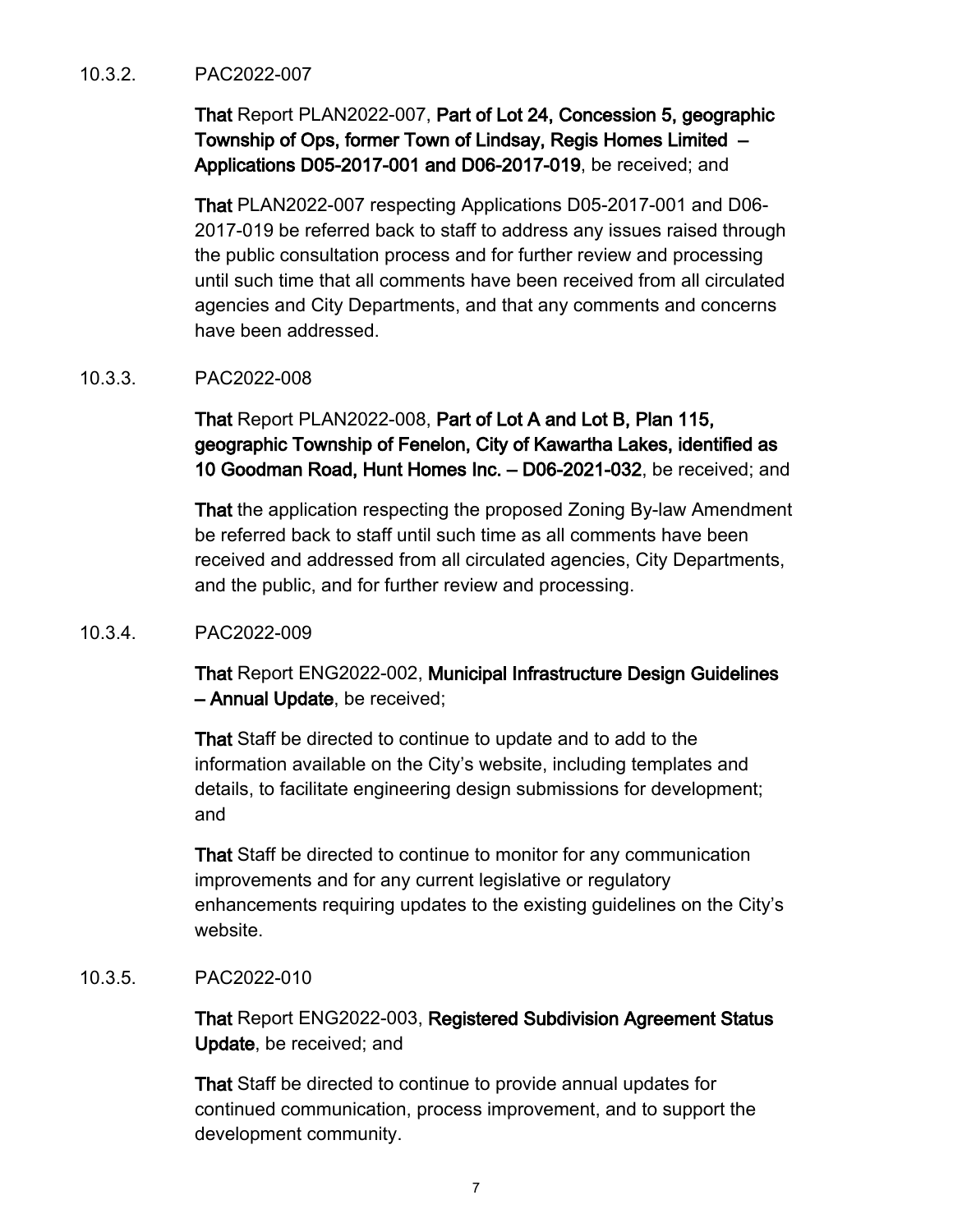10.3.2. PAC2022-007

**That** Report PLAN2022-007, **Part of Lot 24, Concession 5, geographic Township of Ops, former Town of Lindsay, Regis Homes Limited – Applications D05-2017-001 and D06-2017-019**, be received; and

**That** PLAN2022-007 respecting Applications D05-2017-001 and D06-2017-019 be referred back to staff to address any issues raised through the public consultation process and for further review and processing until such time that all comments have been received from all circulated agencies and City Departments, and that any comments and concerns have been addressed.

10.3.3. PAC2022-008

**That** Report PLAN2022-008, **Part of Lot A and Lot B, Plan 115, geographic Township of Fenelon, City of Kawartha Lakes, identified as 10 Goodman Road, Hunt Homes Inc. – D06-2021-032**, be received; and

**That** the application respecting the proposed Zoning By-law Amendment be referred back to staff until such time as all comments have been received and addressed from all circulated agencies, City Departments, and the public, and for further review and processing.

10.3.4. PAC2022-009

**That** Report ENG2022-002, **Municipal Infrastructure Design Guidelines – Annual Update**, be received;

**That** Staff be directed to continue to update and to add to the information available on the City's website, including templates and details, to facilitate engineering design submissions for development; and

**That** Staff be directed to continue to monitor for any communication improvements and for any current legislative or regulatory enhancements requiring updates to the existing guidelines on the City's website.

10.3.5. PAC2022-010

**That** Report ENG2022-003, **Registered Subdivision Agreement Status Update**, be received; and

**That** Staff be directed to continue to provide annual updates for continued communication, process improvement, and to support the development community.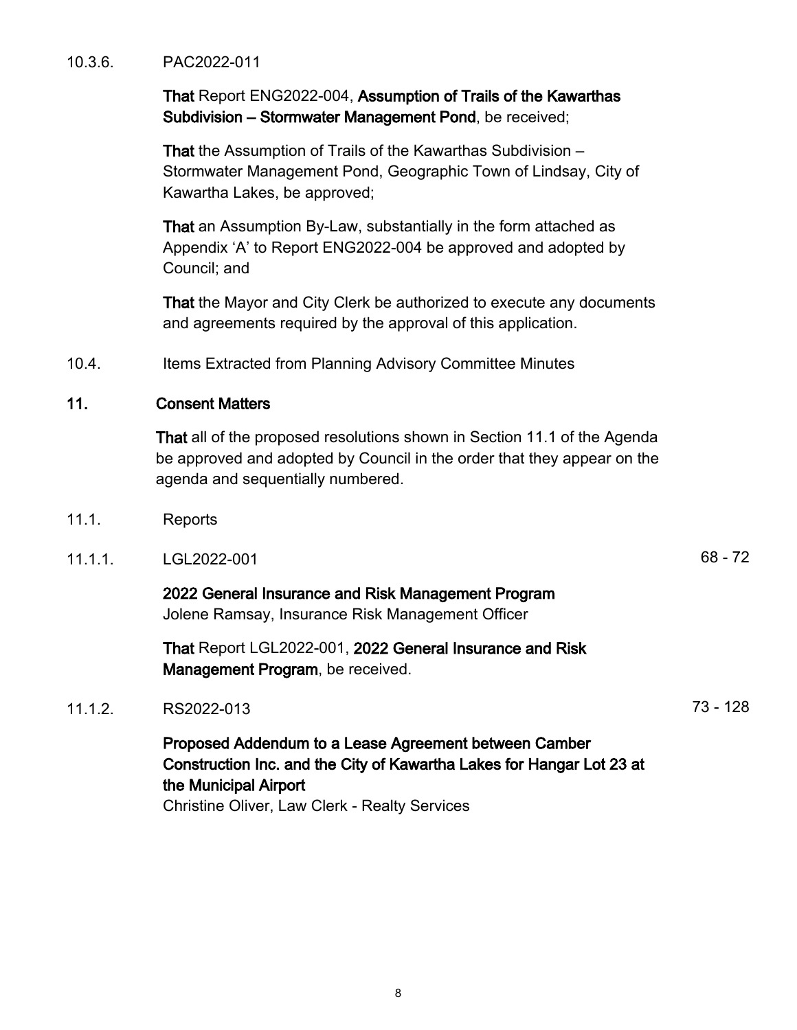10.3.6. PAC2022-011

**That** Report ENG2022-004, **Assumption of Trails of the Kawarthas Subdivision – Stormwater Management Pond**, be received;

**That** the Assumption of Trails of the Kawarthas Subdivision – Stormwater Management Pond, Geographic Town of Lindsay, City of Kawartha Lakes, be approved;

**That** an Assumption By-Law, substantially in the form attached as Appendix 'A' to Report ENG2022-004 be approved and adopted by Council; and

**That** the Mayor and City Clerk be authorized to execute any documents and agreements required by the approval of this application.

10.4. Items Extracted from Planning Advisory Committee Minutes

## 11. Consent Matters

**That** all of the proposed resolutions shown in Section 11.1 of the Agenda be approved and adopted by Council in the order that they appear on the agenda and sequentially numbered.

11.1. Reports

11.1.1. LGL2022-001 — 68 - 72

**2022 General Insurance and Risk Management Program**
Jolene Ramsay, Insurance Risk Management Officer

**That** Report LGL2022-001, **2022 General Insurance and Risk Management Program**, be received.

11.1.2. RS2022-013 — 73 - 128

**Proposed Addendum to a Lease Agreement between Camber Construction Inc. and the City of Kawartha Lakes for Hangar Lot 23 at the Municipal Airport**
Christine Oliver, Law Clerk - Realty Services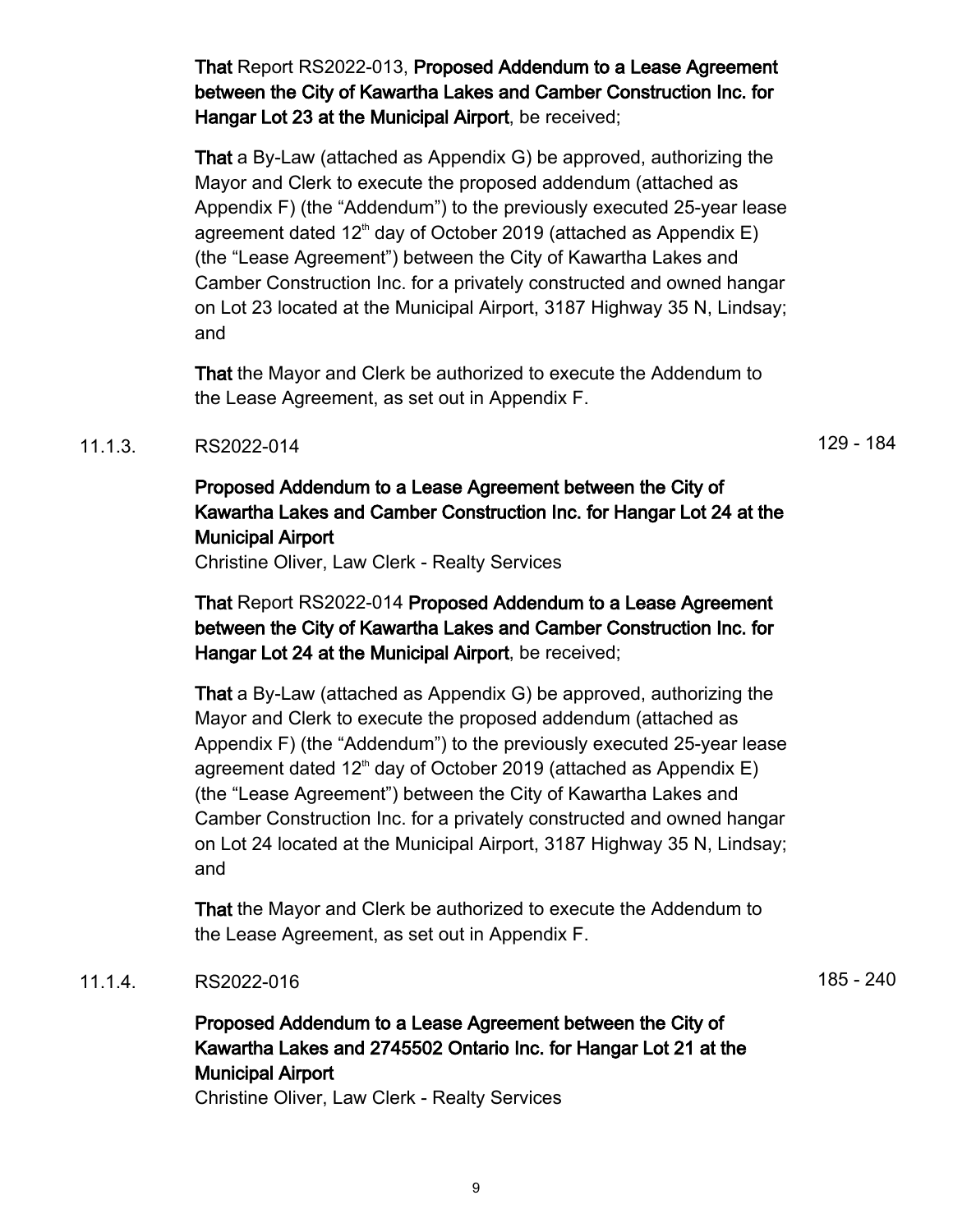**That** Report RS2022-013, **Proposed Addendum to a Lease Agreement between the City of Kawartha Lakes and Camber Construction Inc. for Hangar Lot 23 at the Municipal Airport**, be received;

**That** a By-Law (attached as Appendix G) be approved, authorizing the Mayor and Clerk to execute the proposed addendum (attached as Appendix F) (the "Addendum") to the previously executed 25-year lease agreement dated 12th day of October 2019 (attached as Appendix E) (the "Lease Agreement") between the City of Kawartha Lakes and Camber Construction Inc. for a privately constructed and owned hangar on Lot 23 located at the Municipal Airport, 3187 Highway 35 N, Lindsay; and

**That** the Mayor and Clerk be authorized to execute the Addendum to the Lease Agreement, as set out in Appendix F.

11.1.3. RS2022-014 129 - 184

**Proposed Addendum to a Lease Agreement between the City of Kawartha Lakes and Camber Construction Inc. for Hangar Lot 24 at the Municipal Airport**
Christine Oliver, Law Clerk - Realty Services

**That** Report RS2022-014 **Proposed Addendum to a Lease Agreement between the City of Kawartha Lakes and Camber Construction Inc. for Hangar Lot 24 at the Municipal Airport**, be received;

**That** a By-Law (attached as Appendix G) be approved, authorizing the Mayor and Clerk to execute the proposed addendum (attached as Appendix F) (the "Addendum") to the previously executed 25-year lease agreement dated 12th day of October 2019 (attached as Appendix E) (the "Lease Agreement") between the City of Kawartha Lakes and Camber Construction Inc. for a privately constructed and owned hangar on Lot 24 located at the Municipal Airport, 3187 Highway 35 N, Lindsay; and

**That** the Mayor and Clerk be authorized to execute the Addendum to the Lease Agreement, as set out in Appendix F.

11.1.4. RS2022-016 185 - 240

**Proposed Addendum to a Lease Agreement between the City of Kawartha Lakes and 2745502 Ontario Inc. for Hangar Lot 21 at the Municipal Airport**
Christine Oliver, Law Clerk - Realty Services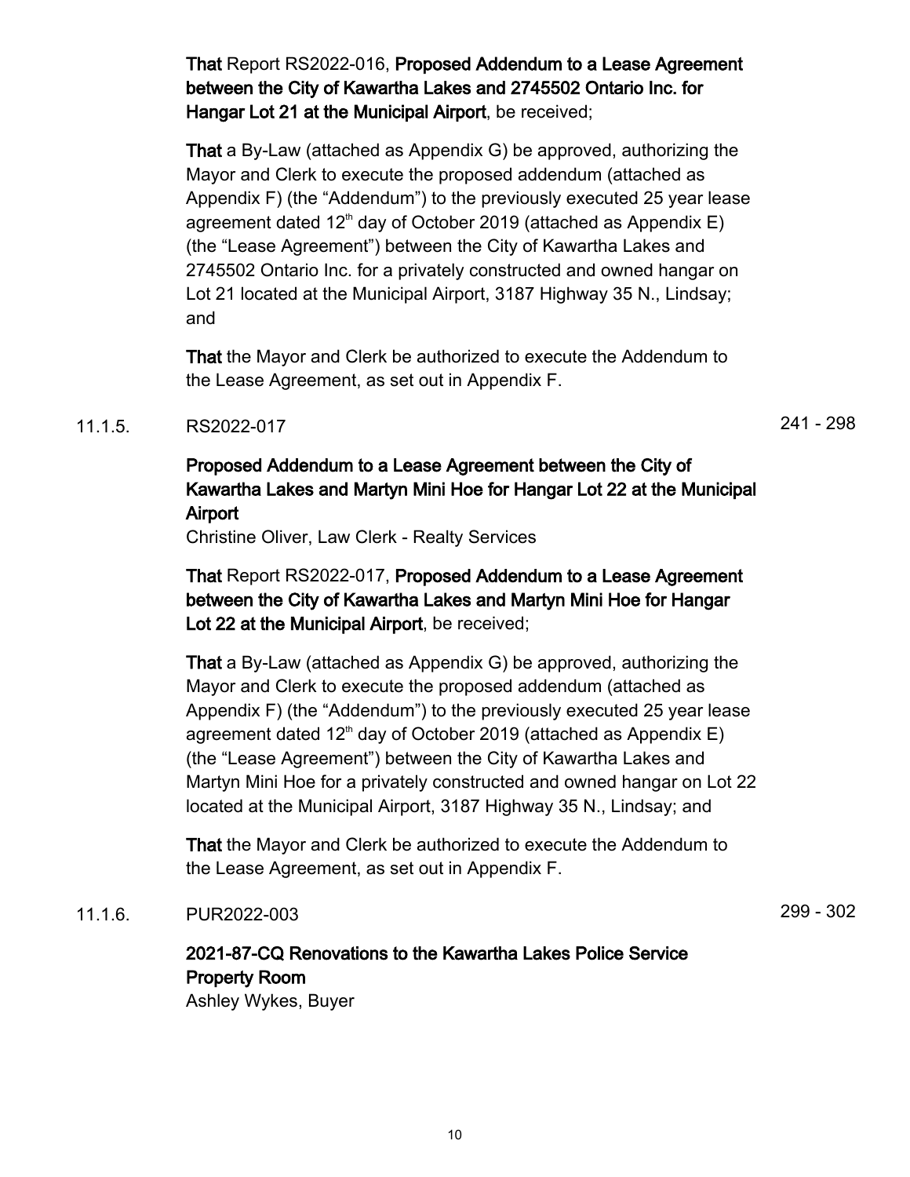**That** Report RS2022-016, **Proposed Addendum to a Lease Agreement between the City of Kawartha Lakes and 2745502 Ontario Inc. for Hangar Lot 21 at the Municipal Airport**, be received;

**That** a By-Law (attached as Appendix G) be approved, authorizing the Mayor and Clerk to execute the proposed addendum (attached as Appendix F) (the "Addendum") to the previously executed 25 year lease agreement dated 12th day of October 2019 (attached as Appendix E) (the "Lease Agreement") between the City of Kawartha Lakes and 2745502 Ontario Inc. for a privately constructed and owned hangar on Lot 21 located at the Municipal Airport, 3187 Highway 35 N., Lindsay; and

**That** the Mayor and Clerk be authorized to execute the Addendum to the Lease Agreement, as set out in Appendix F.

11.1.5. RS2022-017 241 - 298

**Proposed Addendum to a Lease Agreement between the City of Kawartha Lakes and Martyn Mini Hoe for Hangar Lot 22 at the Municipal Airport**

Christine Oliver, Law Clerk - Realty Services

**That** Report RS2022-017, **Proposed Addendum to a Lease Agreement between the City of Kawartha Lakes and Martyn Mini Hoe for Hangar Lot 22 at the Municipal Airport**, be received;

**That** a By-Law (attached as Appendix G) be approved, authorizing the Mayor and Clerk to execute the proposed addendum (attached as Appendix F) (the "Addendum") to the previously executed 25 year lease agreement dated 12th day of October 2019 (attached as Appendix E) (the "Lease Agreement") between the City of Kawartha Lakes and Martyn Mini Hoe for a privately constructed and owned hangar on Lot 22 located at the Municipal Airport, 3187 Highway 35 N., Lindsay; and

**That** the Mayor and Clerk be authorized to execute the Addendum to the Lease Agreement, as set out in Appendix F.

11.1.6. PUR2022-003 299 - 302

**2021-87-CQ Renovations to the Kawartha Lakes Police Service Property Room**

Ashley Wykes, Buyer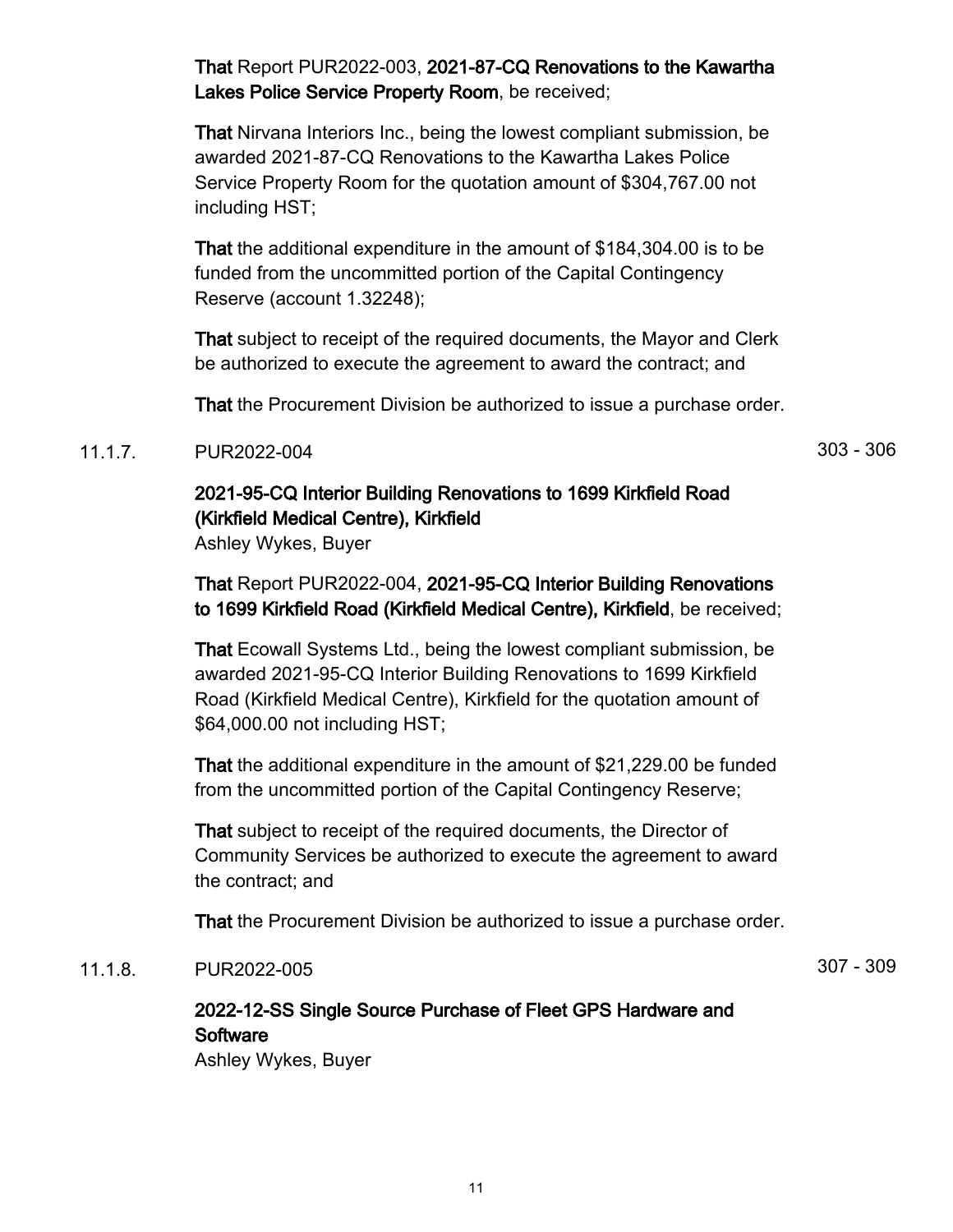**That** Report PUR2022-003, **2021-87-CQ Renovations to the Kawartha Lakes Police Service Property Room**, be received;

**That** Nirvana Interiors Inc., being the lowest compliant submission, be awarded 2021-87-CQ Renovations to the Kawartha Lakes Police Service Property Room for the quotation amount of $304,767.00 not including HST;

**That** the additional expenditure in the amount of $184,304.00 is to be funded from the uncommitted portion of the Capital Contingency Reserve (account 1.32248);

**That** subject to receipt of the required documents, the Mayor and Clerk be authorized to execute the agreement to award the contract; and

**That** the Procurement Division be authorized to issue a purchase order.

11.1.7. PUR2022-004 303 - 306

**2021-95-CQ Interior Building Renovations to 1699 Kirkfield Road (Kirkfield Medical Centre), Kirkfield**
Ashley Wykes, Buyer

**That** Report PUR2022-004, **2021-95-CQ Interior Building Renovations to 1699 Kirkfield Road (Kirkfield Medical Centre), Kirkfield**, be received;

**That** Ecowall Systems Ltd., being the lowest compliant submission, be awarded 2021-95-CQ Interior Building Renovations to 1699 Kirkfield Road (Kirkfield Medical Centre), Kirkfield for the quotation amount of $64,000.00 not including HST;

**That** the additional expenditure in the amount of $21,229.00 be funded from the uncommitted portion of the Capital Contingency Reserve;

**That** subject to receipt of the required documents, the Director of Community Services be authorized to execute the agreement to award the contract; and

**That** the Procurement Division be authorized to issue a purchase order.

11.1.8. PUR2022-005 307 - 309

**2022-12-SS Single Source Purchase of Fleet GPS Hardware and Software**
Ashley Wykes, Buyer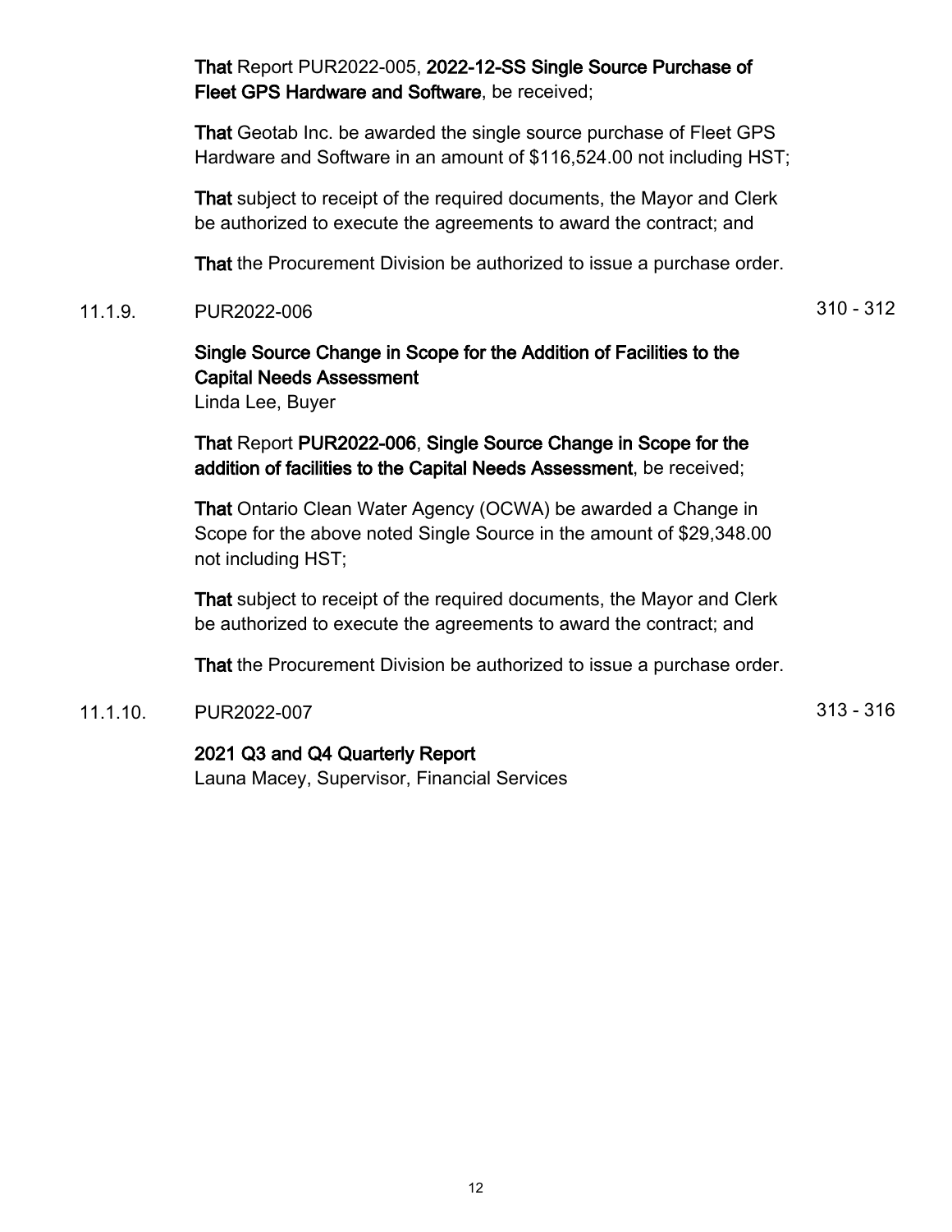**That** Report PUR2022-005, **2022-12-SS Single Source Purchase of Fleet GPS Hardware and Software**, be received;

**That** Geotab Inc. be awarded the single source purchase of Fleet GPS Hardware and Software in an amount of $116,524.00 not including HST;

**That** subject to receipt of the required documents, the Mayor and Clerk be authorized to execute the agreements to award the contract; and

**That** the Procurement Division be authorized to issue a purchase order.

11.1.9. PUR2022-006 310 - 312

**Single Source Change in Scope for the Addition of Facilities to the Capital Needs Assessment**
Linda Lee, Buyer

**That** Report **PUR2022-006**, **Single Source Change in Scope for the addition of facilities to the Capital Needs Assessment**, be received;

**That** Ontario Clean Water Agency (OCWA) be awarded a Change in Scope for the above noted Single Source in the amount of $29,348.00 not including HST;

**That** subject to receipt of the required documents, the Mayor and Clerk be authorized to execute the agreements to award the contract; and

**That** the Procurement Division be authorized to issue a purchase order.

11.1.10. PUR2022-007 313 - 316

**2021 Q3 and Q4 Quarterly Report**
Launa Macey, Supervisor, Financial Services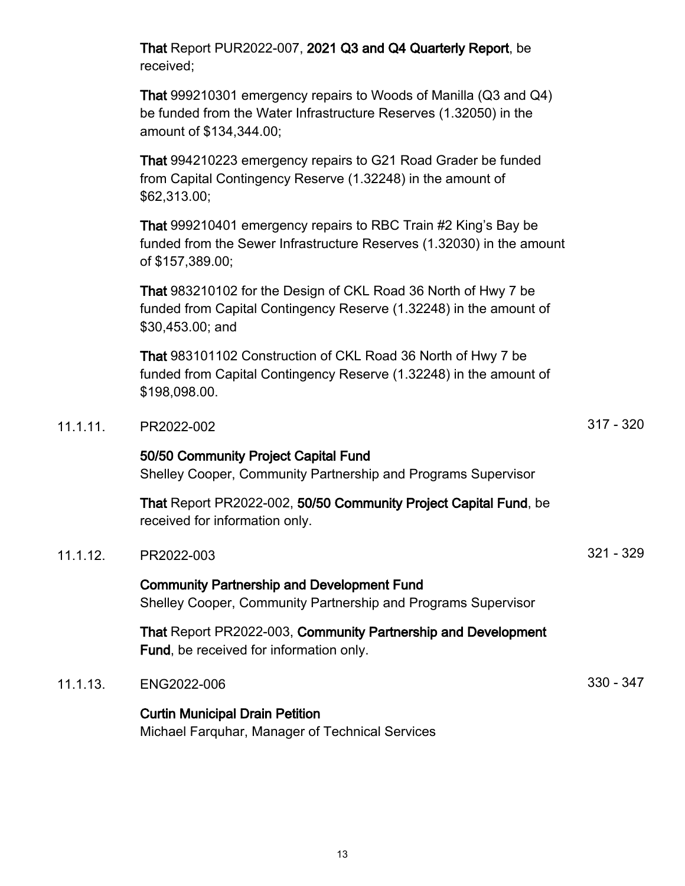**That** Report PUR2022-007, **2021 Q3 and Q4 Quarterly Report**, be received;

**That** 999210301 emergency repairs to Woods of Manilla (Q3 and Q4) be funded from the Water Infrastructure Reserves (1.32050) in the amount of $134,344.00;

**That** 994210223 emergency repairs to G21 Road Grader be funded from Capital Contingency Reserve (1.32248) in the amount of $62,313.00;

**That** 999210401 emergency repairs to RBC Train #2 King's Bay be funded from the Sewer Infrastructure Reserves (1.32030) in the amount of $157,389.00;

**That** 983210102 for the Design of CKL Road 36 North of Hwy 7 be funded from Capital Contingency Reserve (1.32248) in the amount of $30,453.00; and

**That** 983101102 Construction of CKL Road 36 North of Hwy 7 be funded from Capital Contingency Reserve (1.32248) in the amount of $198,098.00.

11.1.11. PR2022-002 — 317 - 320

**50/50 Community Project Capital Fund**
Shelley Cooper, Community Partnership and Programs Supervisor

**That** Report PR2022-002, **50/50 Community Project Capital Fund**, be received for information only.

11.1.12. PR2022-003 — 321 - 329

**Community Partnership and Development Fund**
Shelley Cooper, Community Partnership and Programs Supervisor

**That** Report PR2022-003, **Community Partnership and Development Fund**, be received for information only.

11.1.13. ENG2022-006 — 330 - 347

**Curtin Municipal Drain Petition**
Michael Farquhar, Manager of Technical Services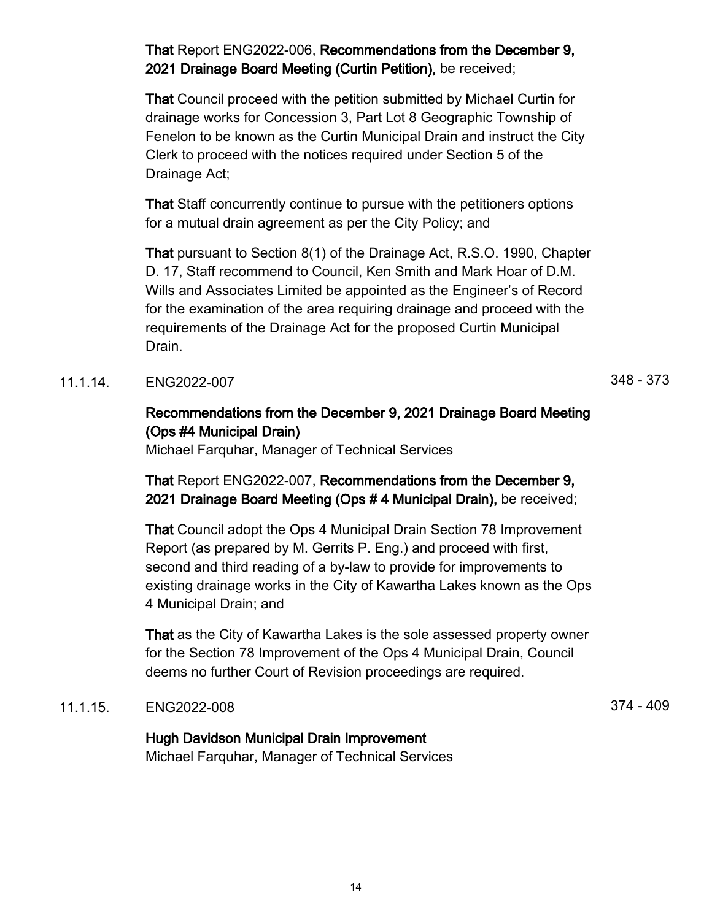**That** Report ENG2022-006, **Recommendations from the December 9, 2021 Drainage Board Meeting (Curtin Petition),** be received;

**That** Council proceed with the petition submitted by Michael Curtin for drainage works for Concession 3, Part Lot 8 Geographic Township of Fenelon to be known as the Curtin Municipal Drain and instruct the City Clerk to proceed with the notices required under Section 5 of the Drainage Act;

**That** Staff concurrently continue to pursue with the petitioners options for a mutual drain agreement as per the City Policy; and

**That** pursuant to Section 8(1) of the Drainage Act, R.S.O. 1990, Chapter D. 17, Staff recommend to Council, Ken Smith and Mark Hoar of D.M. Wills and Associates Limited be appointed as the Engineer's of Record for the examination of the area requiring drainage and proceed with the requirements of the Drainage Act for the proposed Curtin Municipal Drain.

11.1.14. ENG2022-007 — 348 - 373

**Recommendations from the December 9, 2021 Drainage Board Meeting (Ops #4 Municipal Drain)**
Michael Farquhar, Manager of Technical Services

**That** Report ENG2022-007, **Recommendations from the December 9, 2021 Drainage Board Meeting (Ops # 4 Municipal Drain),** be received;

**That** Council adopt the Ops 4 Municipal Drain Section 78 Improvement Report (as prepared by M. Gerrits P. Eng.) and proceed with first, second and third reading of a by-law to provide for improvements to existing drainage works in the City of Kawartha Lakes known as the Ops 4 Municipal Drain; and

**That** as the City of Kawartha Lakes is the sole assessed property owner for the Section 78 Improvement of the Ops 4 Municipal Drain, Council deems no further Court of Revision proceedings are required.

11.1.15. ENG2022-008 — 374 - 409

**Hugh Davidson Municipal Drain Improvement**
Michael Farquhar, Manager of Technical Services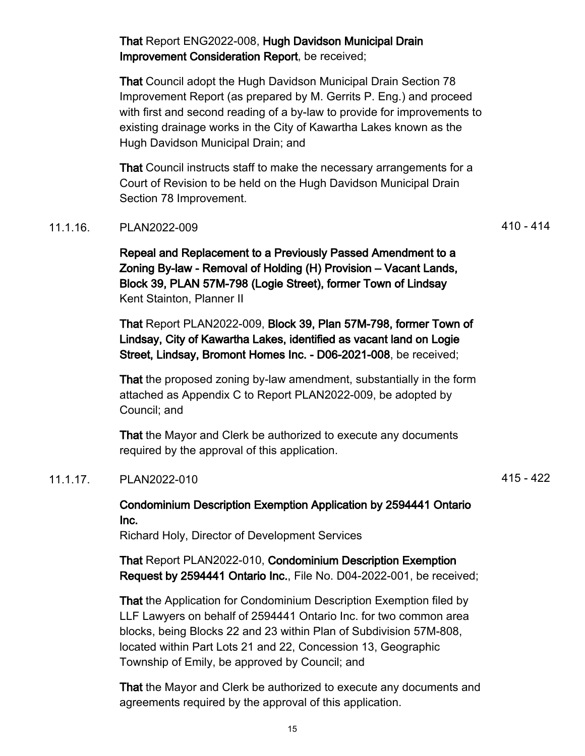**That** Report ENG2022-008, **Hugh Davidson Municipal Drain Improvement Consideration Report**, be received;

**That** Council adopt the Hugh Davidson Municipal Drain Section 78 Improvement Report (as prepared by M. Gerrits P. Eng.) and proceed with first and second reading of a by-law to provide for improvements to existing drainage works in the City of Kawartha Lakes known as the Hugh Davidson Municipal Drain; and

**That** Council instructs staff to make the necessary arrangements for a Court of Revision to be held on the Hugh Davidson Municipal Drain Section 78 Improvement.

11.1.16. PLAN2022-009 410 - 414

**Repeal and Replacement to a Previously Passed Amendment to a Zoning By-law - Removal of Holding (H) Provision – Vacant Lands, Block 39, PLAN 57M-798 (Logie Street), former Town of Lindsay**
Kent Stainton, Planner II

**That** Report PLAN2022-009, **Block 39, Plan 57M-798, former Town of Lindsay, City of Kawartha Lakes, identified as vacant land on Logie Street, Lindsay, Bromont Homes Inc. - D06-2021-008**, be received;

**That** the proposed zoning by-law amendment, substantially in the form attached as Appendix C to Report PLAN2022-009, be adopted by Council; and

**That** the Mayor and Clerk be authorized to execute any documents required by the approval of this application.

11.1.17. PLAN2022-010 415 - 422

**Condominium Description Exemption Application by 2594441 Ontario Inc.**
Richard Holy, Director of Development Services

**That** Report PLAN2022-010, **Condominium Description Exemption Request by 2594441 Ontario Inc.**, File No. D04-2022-001, be received;

**That** the Application for Condominium Description Exemption filed by LLF Lawyers on behalf of 2594441 Ontario Inc. for two common area blocks, being Blocks 22 and 23 within Plan of Subdivision 57M-808, located within Part Lots 21 and 22, Concession 13, Geographic Township of Emily, be approved by Council; and

**That** the Mayor and Clerk be authorized to execute any documents and agreements required by the approval of this application.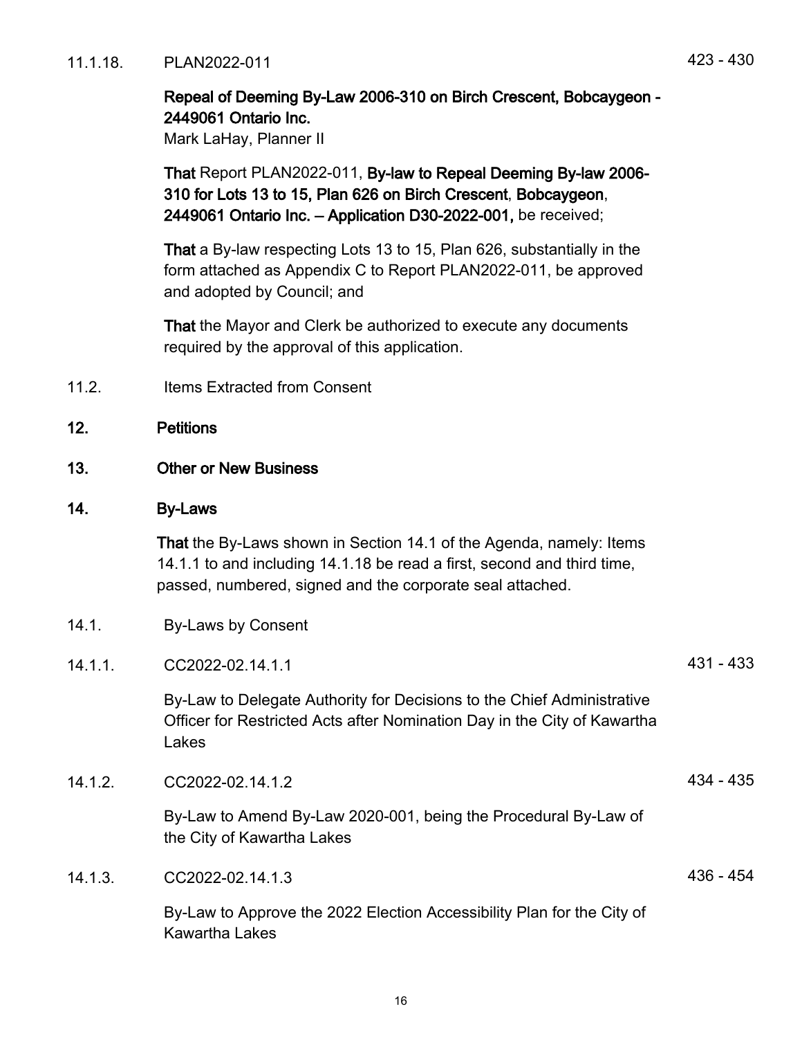11.1.18. PLAN2022-011 423 - 430

**Repeal of Deeming By-Law 2006-310 on Birch Crescent, Bobcaygeon - 2449061 Ontario Inc.**
Mark LaHay, Planner II

**That** Report PLAN2022-011, **By-law to Repeal Deeming By-law 2006-310 for Lots 13 to 15, Plan 626 on Birch Crescent**, **Bobcaygeon**, **2449061 Ontario Inc. – Application D30-2022-001,** be received;

**That** a By-law respecting Lots 13 to 15, Plan 626, substantially in the form attached as Appendix C to Report PLAN2022-011, be approved and adopted by Council; and

**That** the Mayor and Clerk be authorized to execute any documents required by the approval of this application.

11.2. Items Extracted from Consent

## 12. Petitions

## 13. Other or New Business

## 14. By-Laws

**That** the By-Laws shown in Section 14.1 of the Agenda, namely: Items 14.1.1 to and including 14.1.18 be read a first, second and third time, passed, numbered, signed and the corporate seal attached.

14.1. By-Laws by Consent

14.1.1. CC2022-02.14.1.1 431 - 433

By-Law to Delegate Authority for Decisions to the Chief Administrative Officer for Restricted Acts after Nomination Day in the City of Kawartha Lakes

14.1.2. CC2022-02.14.1.2 434 - 435

By-Law to Amend By-Law 2020-001, being the Procedural By-Law of the City of Kawartha Lakes

14.1.3. CC2022-02.14.1.3 436 - 454

By-Law to Approve the 2022 Election Accessibility Plan for the City of Kawartha Lakes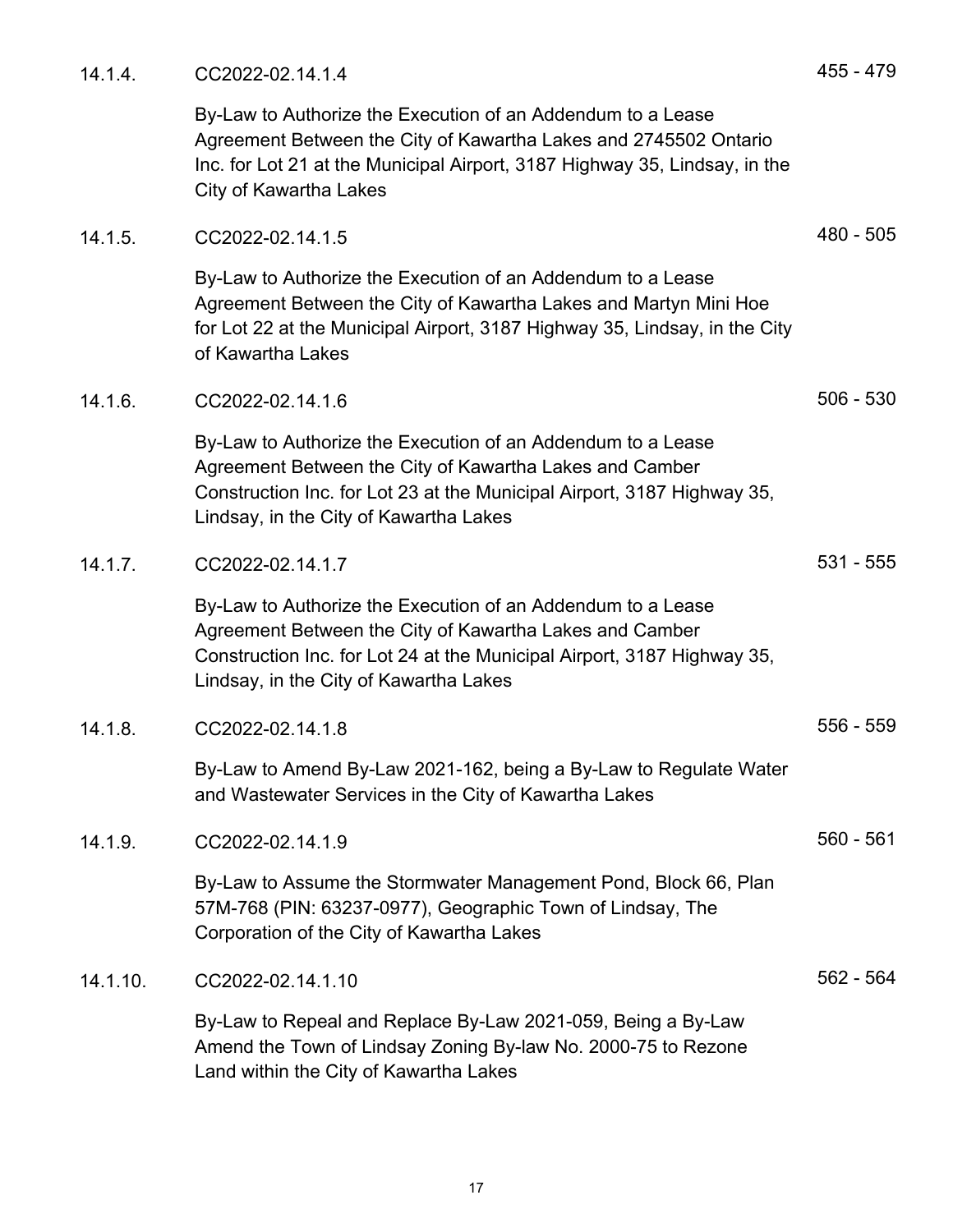14.1.4. CC2022-02.14.1.4 455 - 479

By-Law to Authorize the Execution of an Addendum to a Lease Agreement Between the City of Kawartha Lakes and 2745502 Ontario Inc. for Lot 21 at the Municipal Airport, 3187 Highway 35, Lindsay, in the City of Kawartha Lakes

14.1.5. CC2022-02.14.1.5 480 - 505

By-Law to Authorize the Execution of an Addendum to a Lease Agreement Between the City of Kawartha Lakes and Martyn Mini Hoe for Lot 22 at the Municipal Airport, 3187 Highway 35, Lindsay, in the City of Kawartha Lakes

14.1.6. CC2022-02.14.1.6 506 - 530

By-Law to Authorize the Execution of an Addendum to a Lease Agreement Between the City of Kawartha Lakes and Camber Construction Inc. for Lot 23 at the Municipal Airport, 3187 Highway 35, Lindsay, in the City of Kawartha Lakes

14.1.7. CC2022-02.14.1.7 531 - 555

By-Law to Authorize the Execution of an Addendum to a Lease Agreement Between the City of Kawartha Lakes and Camber Construction Inc. for Lot 24 at the Municipal Airport, 3187 Highway 35, Lindsay, in the City of Kawartha Lakes

14.1.8. CC2022-02.14.1.8 556 - 559

By-Law to Amend By-Law 2021-162, being a By-Law to Regulate Water and Wastewater Services in the City of Kawartha Lakes

14.1.9. CC2022-02.14.1.9 560 - 561

By-Law to Assume the Stormwater Management Pond, Block 66, Plan 57M-768 (PIN: 63237-0977), Geographic Town of Lindsay, The Corporation of the City of Kawartha Lakes

14.1.10. CC2022-02.14.1.10 562 - 564

By-Law to Repeal and Replace By-Law 2021-059, Being a By-Law Amend the Town of Lindsay Zoning By-law No. 2000-75 to Rezone Land within the City of Kawartha Lakes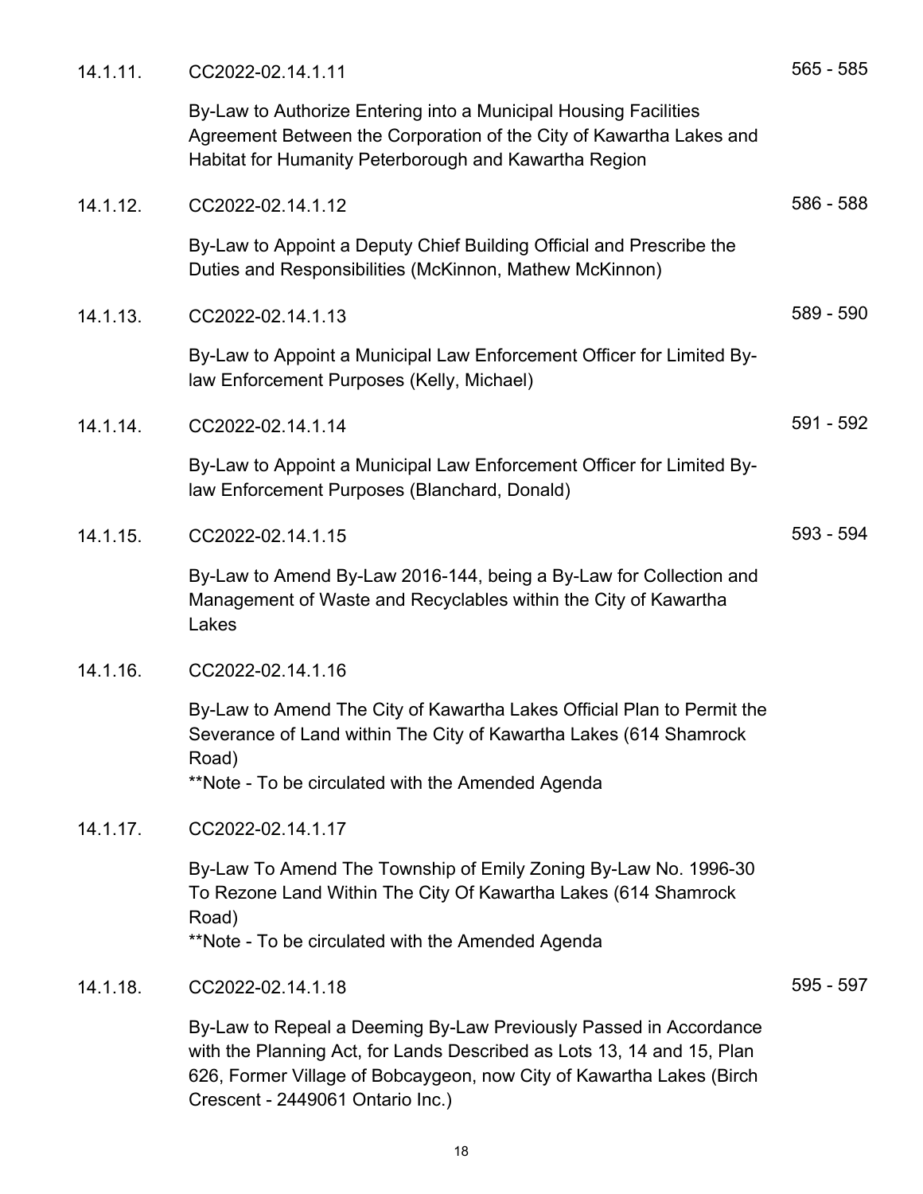14.1.11. CC2022-02.14.1.11 565 - 585

By-Law to Authorize Entering into a Municipal Housing Facilities Agreement Between the Corporation of the City of Kawartha Lakes and Habitat for Humanity Peterborough and Kawartha Region

14.1.12. CC2022-02.14.1.12 586 - 588

By-Law to Appoint a Deputy Chief Building Official and Prescribe the Duties and Responsibilities (McKinnon, Mathew McKinnon)

14.1.13. CC2022-02.14.1.13 589 - 590

By-Law to Appoint a Municipal Law Enforcement Officer for Limited By-law Enforcement Purposes (Kelly, Michael)

14.1.14. CC2022-02.14.1.14 591 - 592

By-Law to Appoint a Municipal Law Enforcement Officer for Limited By-law Enforcement Purposes (Blanchard, Donald)

14.1.15. CC2022-02.14.1.15 593 - 594

By-Law to Amend By-Law 2016-144, being a By-Law for Collection and Management of Waste and Recyclables within the City of Kawartha Lakes

14.1.16. CC2022-02.14.1.16

By-Law to Amend The City of Kawartha Lakes Official Plan to Permit the Severance of Land within The City of Kawartha Lakes (614 Shamrock Road)
**Note - To be circulated with the Amended Agenda

14.1.17. CC2022-02.14.1.17

By-Law To Amend The Township of Emily Zoning By-Law No. 1996-30 To Rezone Land Within The City Of Kawartha Lakes (614 Shamrock Road)
**Note - To be circulated with the Amended Agenda

14.1.18. CC2022-02.14.1.18 595 - 597

By-Law to Repeal a Deeming By-Law Previously Passed in Accordance with the Planning Act, for Lands Described as Lots 13, 14 and 15, Plan 626, Former Village of Bobcaygeon, now City of Kawartha Lakes (Birch Crescent - 2449061 Ontario Inc.)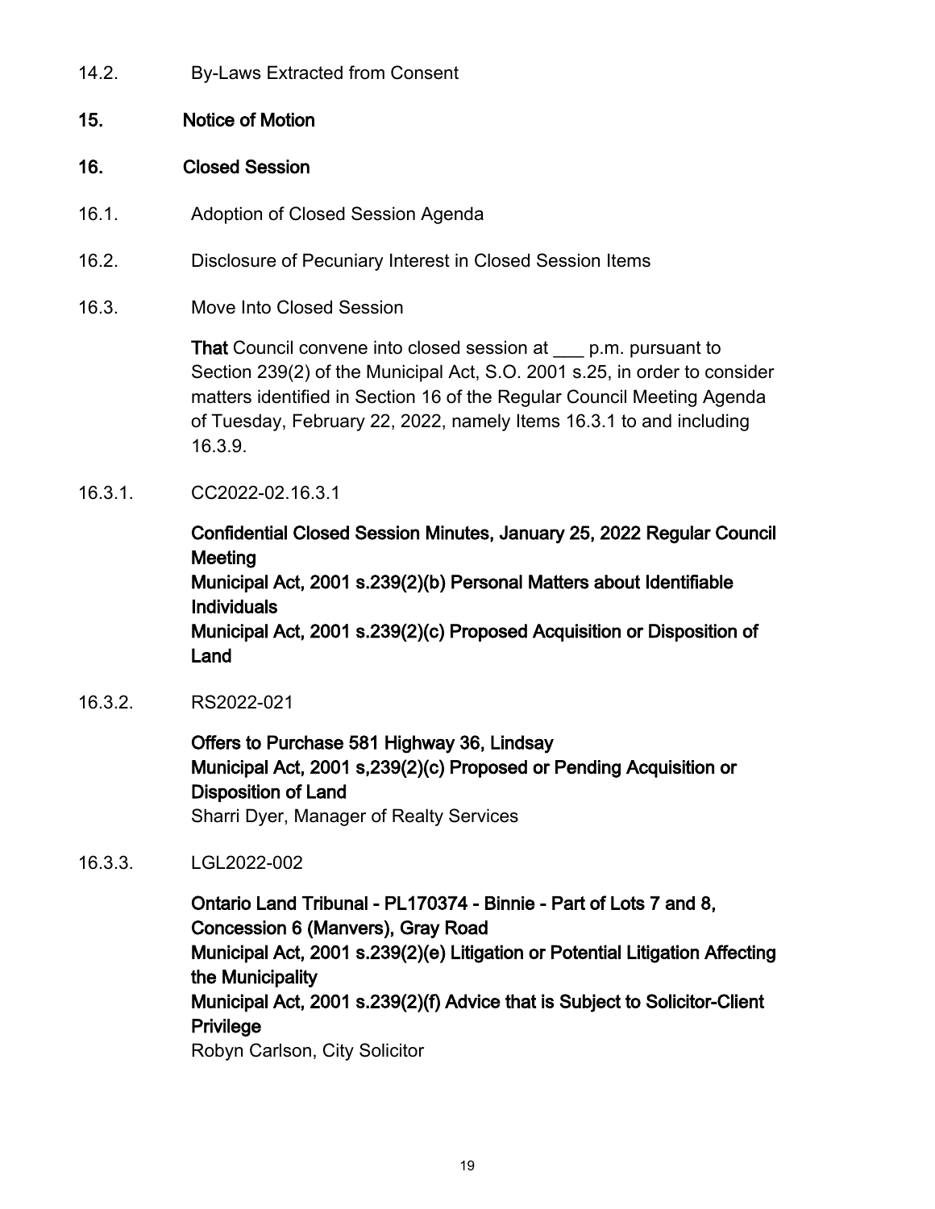14.2. By-Laws Extracted from Consent

## 15. Notice of Motion

## 16. Closed Session

16.1. Adoption of Closed Session Agenda

16.2. Disclosure of Pecuniary Interest in Closed Session Items

16.3. Move Into Closed Session

**That** Council convene into closed session at ___ p.m. pursuant to Section 239(2) of the Municipal Act, S.O. 2001 s.25, in order to consider matters identified in Section 16 of the Regular Council Meeting Agenda of Tuesday, February 22, 2022, namely Items 16.3.1 to and including 16.3.9.

16.3.1. CC2022-02.16.3.1

**Confidential Closed Session Minutes, January 25, 2022 Regular Council Meeting**
**Municipal Act, 2001 s.239(2)(b) Personal Matters about Identifiable Individuals**
**Municipal Act, 2001 s.239(2)(c) Proposed Acquisition or Disposition of Land**

16.3.2. RS2022-021

**Offers to Purchase 581 Highway 36, Lindsay**
**Municipal Act, 2001 s,239(2)(c) Proposed or Pending Acquisition or Disposition of Land**
Sharri Dyer, Manager of Realty Services

16.3.3. LGL2022-002

**Ontario Land Tribunal - PL170374 - Binnie - Part of Lots 7 and 8, Concession 6 (Manvers), Gray Road**
**Municipal Act, 2001 s.239(2)(e) Litigation or Potential Litigation Affecting the Municipality**
**Municipal Act, 2001 s.239(2)(f) Advice that is Subject to Solicitor-Client Privilege**
Robyn Carlson, City Solicitor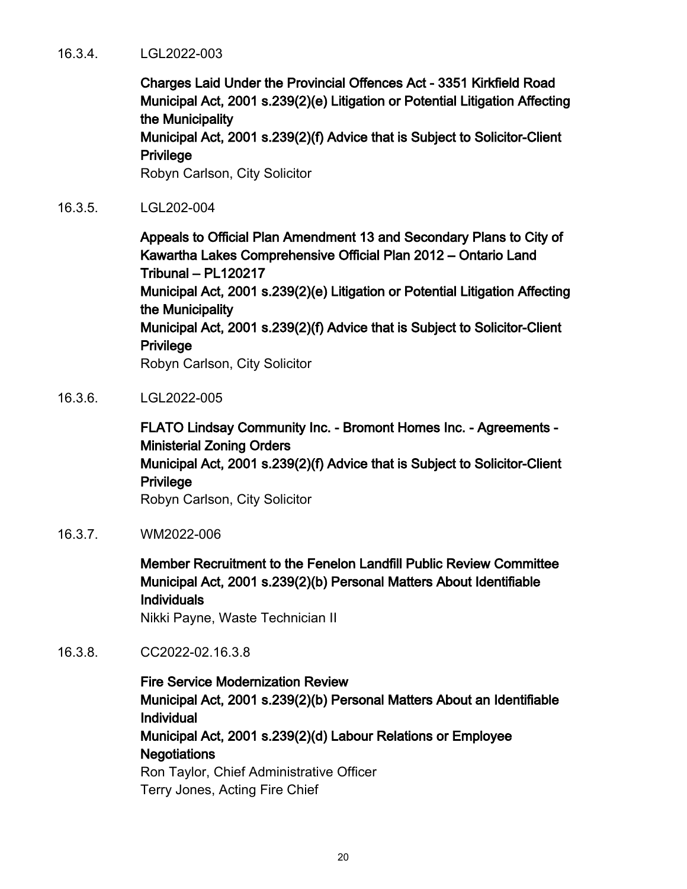16.3.4. LGL2022-003

**Charges Laid Under the Provincial Offences Act - 3351 Kirkfield Road**
**Municipal Act, 2001 s.239(2)(e) Litigation or Potential Litigation Affecting the Municipality**
**Municipal Act, 2001 s.239(2)(f) Advice that is Subject to Solicitor-Client Privilege**
Robyn Carlson, City Solicitor

16.3.5. LGL202-004

**Appeals to Official Plan Amendment 13 and Secondary Plans to City of Kawartha Lakes Comprehensive Official Plan 2012 – Ontario Land Tribunal – PL120217**
**Municipal Act, 2001 s.239(2)(e) Litigation or Potential Litigation Affecting the Municipality**
**Municipal Act, 2001 s.239(2)(f) Advice that is Subject to Solicitor-Client Privilege**
Robyn Carlson, City Solicitor

16.3.6. LGL2022-005

**FLATO Lindsay Community Inc. - Bromont Homes Inc. - Agreements - Ministerial Zoning Orders**
**Municipal Act, 2001 s.239(2)(f) Advice that is Subject to Solicitor-Client Privilege**
Robyn Carlson, City Solicitor

16.3.7. WM2022-006

**Member Recruitment to the Fenelon Landfill Public Review Committee**
**Municipal Act, 2001 s.239(2)(b) Personal Matters About Identifiable Individuals**
Nikki Payne, Waste Technician II

16.3.8. CC2022-02.16.3.8

**Fire Service Modernization Review**
**Municipal Act, 2001 s.239(2)(b) Personal Matters About an Identifiable Individual**
**Municipal Act, 2001 s.239(2)(d) Labour Relations or Employee Negotiations**
Ron Taylor, Chief Administrative Officer
Terry Jones, Acting Fire Chief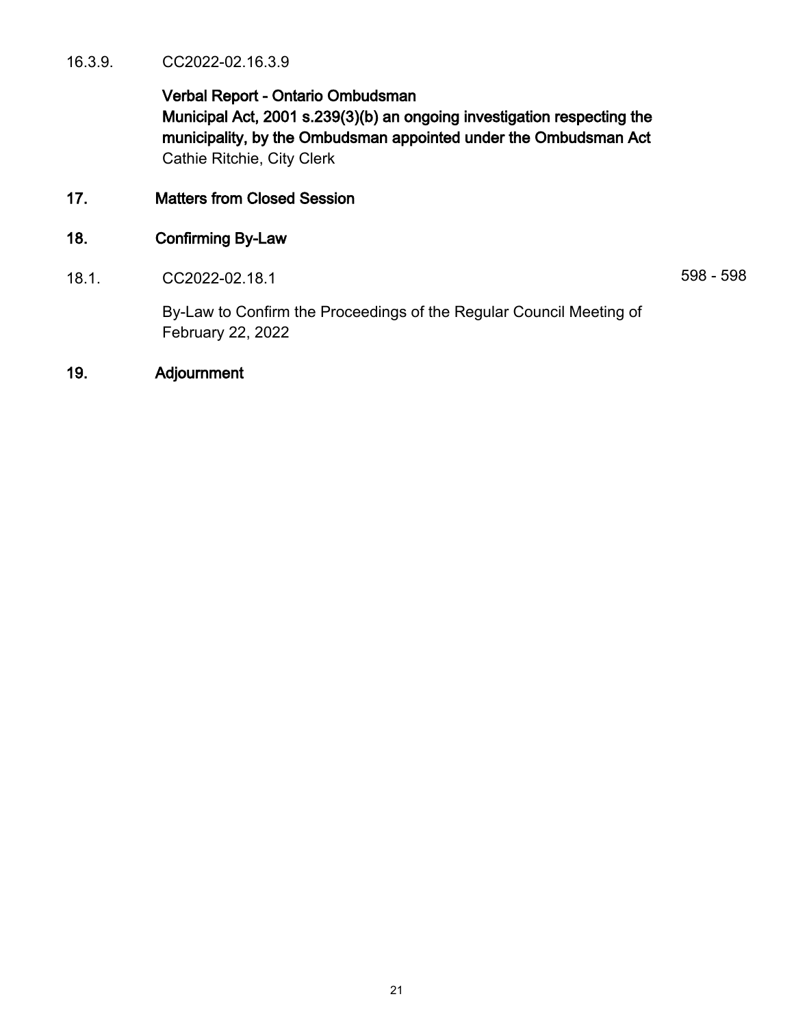16.3.9. CC2022-02.16.3.9

**Verbal Report - Ontario Ombudsman**
**Municipal Act, 2001 s.239(3)(b) an ongoing investigation respecting the municipality, by the Ombudsman appointed under the Ombudsman Act**
Cathie Ritchie, City Clerk

## 17. Matters from Closed Session

## 18. Confirming By-Law

18.1. CC2022-02.18.1 598 - 598

By-Law to Confirm the Proceedings of the Regular Council Meeting of February 22, 2022

## 19. Adjournment